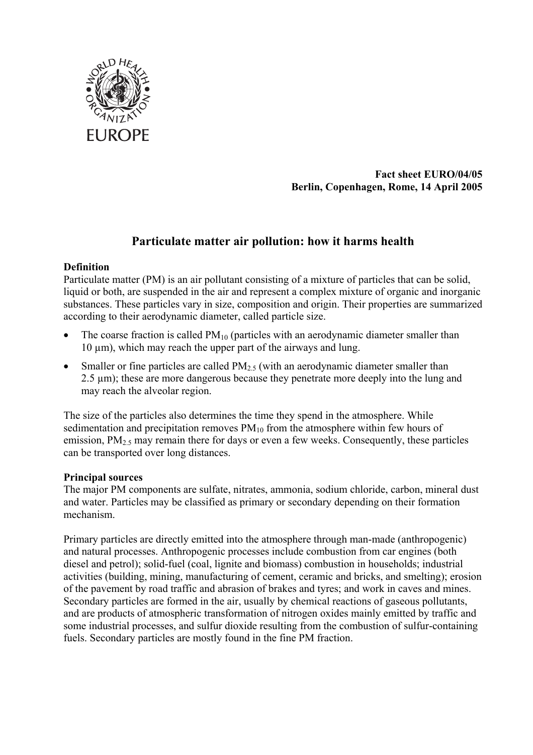**Fact sheet EURO/04/05**
**Berlin, Copenhagen, Rome, 14 April 2005**

# Particulate matter air pollution: how it harms health

**Definition**

Particulate matter (PM) is an air pollutant consisting of a mixture of particles that can be solid, liquid or both, are suspended in the air and represent a complex mixture of organic and inorganic substances. These particles vary in size, composition and origin. Their properties are summarized according to their aerodynamic diameter, called particle size.

- The coarse fraction is called $PM_{10}$ (particles with an aerodynamic diameter smaller than 10 µm), which may reach the upper part of the airways and lung.
- Smaller or fine particles are called $PM_{2.5}$ (with an aerodynamic diameter smaller than 2.5 µm); these are more dangerous because they penetrate more deeply into the lung and may reach the alveolar region.

The size of the particles also determines the time they spend in the atmosphere. While sedimentation and precipitation removes $PM_{10}$ from the atmosphere within few hours of emission, $PM_{2.5}$ may remain there for days or even a few weeks. Consequently, these particles can be transported over long distances.

**Principal sources**

The major PM components are sulfate, nitrates, ammonia, sodium chloride, carbon, mineral dust and water. Particles may be classified as primary or secondary depending on their formation mechanism.

Primary particles are directly emitted into the atmosphere through man-made (anthropogenic) and natural processes. Anthropogenic processes include combustion from car engines (both diesel and petrol); solid-fuel (coal, lignite and biomass) combustion in households; industrial activities (building, mining, manufacturing of cement, ceramic and bricks, and smelting); erosion of the pavement by road traffic and abrasion of brakes and tyres; and work in caves and mines. Secondary particles are formed in the air, usually by chemical reactions of gaseous pollutants, and are products of atmospheric transformation of nitrogen oxides mainly emitted by traffic and some industrial processes, and sulfur dioxide resulting from the combustion of sulfur-containing fuels. Secondary particles are mostly found in the fine PM fraction.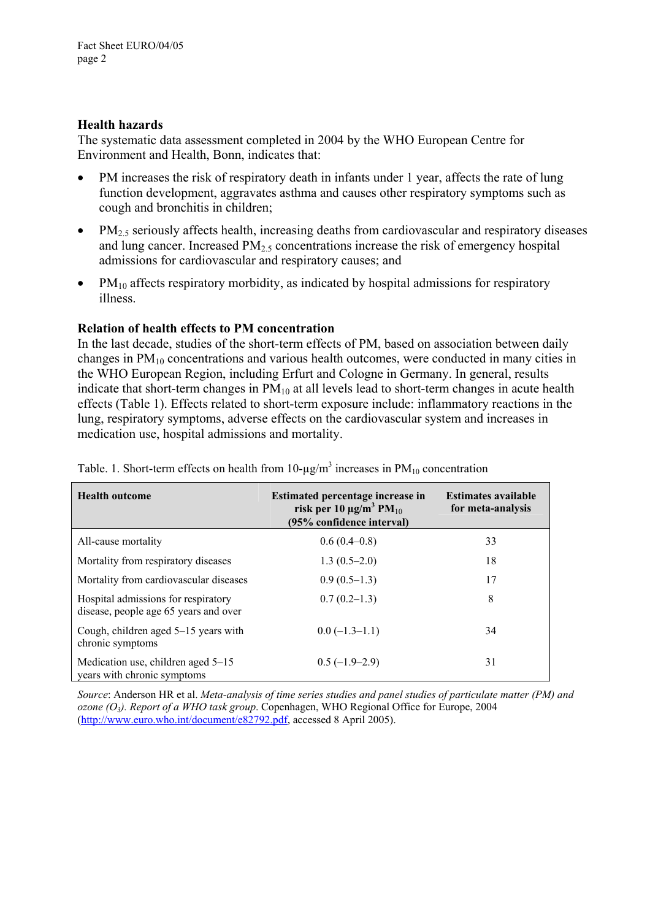## Health hazards

The systematic data assessment completed in 2004 by the WHO European Centre for Environment and Health, Bonn, indicates that:

- PM increases the risk of respiratory death in infants under 1 year, affects the rate of lung function development, aggravates asthma and causes other respiratory symptoms such as cough and bronchitis in children;
- $PM_{2.5}$ seriously affects health, increasing deaths from cardiovascular and respiratory diseases and lung cancer. Increased $PM_{2.5}$ concentrations increase the risk of emergency hospital admissions for cardiovascular and respiratory causes; and
- $PM_{10}$ affects respiratory morbidity, as indicated by hospital admissions for respiratory illness.

## Relation of health effects to PM concentration

In the last decade, studies of the short-term effects of PM, based on association between daily changes in $PM_{10}$ concentrations and various health outcomes, were conducted in many cities in the WHO European Region, including Erfurt and Cologne in Germany. In general, results indicate that short-term changes in $PM_{10}$ at all levels lead to short-term changes in acute health effects (Table 1). Effects related to short-term exposure include: inflammatory reactions in the lung, respiratory symptoms, adverse effects on the cardiovascular system and increases in medication use, hospital admissions and mortality.

Table. 1. Short-term effects on health from 10-µg/m$^3$ increases in $PM_{10}$ concentration

| Health outcome | Estimated percentage increase in risk per 10 µg/m$^3$ $PM_{10}$ (95% confidence interval) | Estimates available for meta-analysis |
|---|---|---|
| All-cause mortality | 0.6 (0.4–0.8) | 33 |
| Mortality from respiratory diseases | 1.3 (0.5–2.0) | 18 |
| Mortality from cardiovascular diseases | 0.9 (0.5–1.3) | 17 |
| Hospital admissions for respiratory disease, people age 65 years and over | 0.7 (0.2–1.3) | 8 |
| Cough, children aged 5–15 years with chronic symptoms | 0.0 (–1.3–1.1) | 34 |
| Medication use, children aged 5–15 years with chronic symptoms | 0.5 (–1.9–2.9) | 31 |

*Source*: Anderson HR et al. *Meta-analysis of time series studies and panel studies of particulate matter (PM) and ozone ($O_3$). Report of a WHO task group*. Copenhagen, WHO Regional Office for Europe, 2004 (http://www.euro.who.int/document/e82792.pdf, accessed 8 April 2005).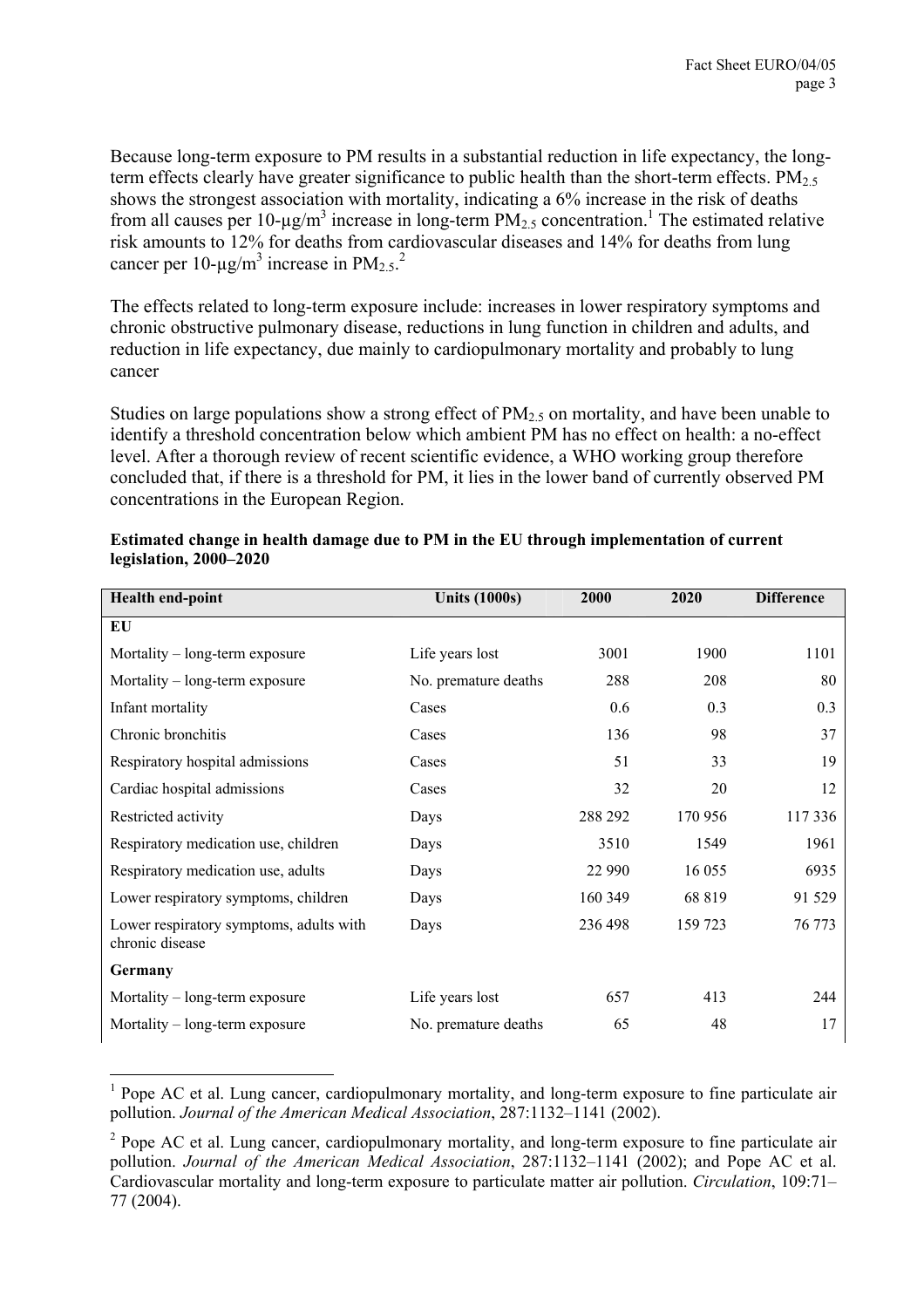Because long-term exposure to PM results in a substantial reduction in life expectancy, the long-term effects clearly have greater significance to public health than the short-term effects. $PM_{2.5}$ shows the strongest association with mortality, indicating a 6% increase in the risk of deaths from all causes per 10-μg/m$^3$ increase in long-term $PM_{2.5}$ concentration.[1] The estimated relative risk amounts to 12% for deaths from cardiovascular diseases and 14% for deaths from lung cancer per 10-μg/m$^3$ increase in $PM_{2.5}$.[2]

The effects related to long-term exposure include: increases in lower respiratory symptoms and chronic obstructive pulmonary disease, reductions in lung function in children and adults, and reduction in life expectancy, due mainly to cardiopulmonary mortality and probably to lung cancer

Studies on large populations show a strong effect of $PM_{2.5}$ on mortality, and have been unable to identify a threshold concentration below which ambient PM has no effect on health: a no-effect level. After a thorough review of recent scientific evidence, a WHO working group therefore concluded that, if there is a threshold for PM, it lies in the lower band of currently observed PM concentrations in the European Region.

**Estimated change in health damage due to PM in the EU through implementation of current legislation, 2000–2020**

| Health end-point | Units (1000s) | 2000 | 2020 | Difference |
|---|---|---|---|---|
| **EU** | | | | |
| Mortality – long-term exposure | Life years lost | 3001 | 1900 | 1101 |
| Mortality – long-term exposure | No. premature deaths | 288 | 208 | 80 |
| Infant mortality | Cases | 0.6 | 0.3 | 0.3 |
| Chronic bronchitis | Cases | 136 | 98 | 37 |
| Respiratory hospital admissions | Cases | 51 | 33 | 19 |
| Cardiac hospital admissions | Cases | 32 | 20 | 12 |
| Restricted activity | Days | 288 292 | 170 956 | 117 336 |
| Respiratory medication use, children | Days | 3510 | 1549 | 1961 |
| Respiratory medication use, adults | Days | 22 990 | 16 055 | 6935 |
| Lower respiratory symptoms, children | Days | 160 349 | 68 819 | 91 529 |
| Lower respiratory symptoms, adults with chronic disease | Days | 236 498 | 159 723 | 76 773 |
| **Germany** | | | | |
| Mortality – long-term exposure | Life years lost | 657 | 413 | 244 |
| Mortality – long-term exposure | No. premature deaths | 65 | 48 | 17 |

[1] Pope AC et al. Lung cancer, cardiopulmonary mortality, and long-term exposure to fine particulate air pollution. *Journal of the American Medical Association*, 287:1132–1141 (2002).

[2] Pope AC et al. Lung cancer, cardiopulmonary mortality, and long-term exposure to fine particulate air pollution. *Journal of the American Medical Association*, 287:1132–1141 (2002); and Pope AC et al. Cardiovascular mortality and long-term exposure to particulate matter air pollution. *Circulation*, 109:71–77 (2004).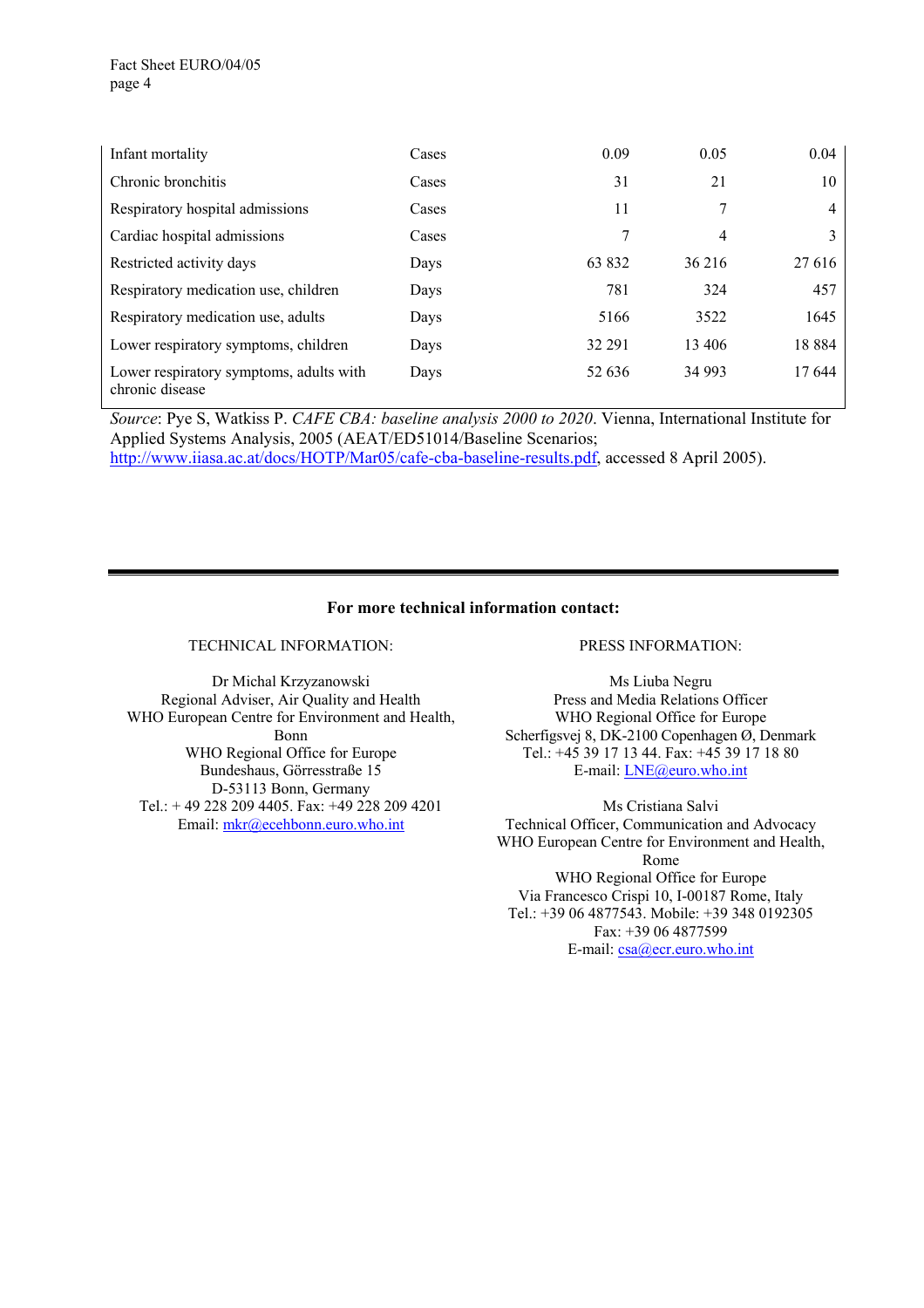| | | | | |
|---|---|---|---|---|
| Infant mortality | Cases | 0.09 | 0.05 | 0.04 |
| Chronic bronchitis | Cases | 31 | 21 | 10 |
| Respiratory hospital admissions | Cases | 11 | 7 | 4 |
| Cardiac hospital admissions | Cases | 7 | 4 | 3 |
| Restricted activity days | Days | 63 832 | 36 216 | 27 616 |
| Respiratory medication use, children | Days | 781 | 324 | 457 |
| Respiratory medication use, adults | Days | 5166 | 3522 | 1645 |
| Lower respiratory symptoms, children | Days | 32 291 | 13 406 | 18 884 |
| Lower respiratory symptoms, adults with chronic disease | Days | 52 636 | 34 993 | 17 644 |

*Source*: Pye S, Watkiss P. *CAFE CBA: baseline analysis 2000 to 2020*. Vienna, International Institute for Applied Systems Analysis, 2005 (AEAT/ED51014/Baseline Scenarios; http://www.iiasa.ac.at/docs/HOTP/Mar05/cafe-cba-baseline-results.pdf, accessed 8 April 2005).

---

**For more technical information contact:**

TECHNICAL INFORMATION:

Dr Michal Krzyzanowski
Regional Adviser, Air Quality and Health
WHO European Centre for Environment and Health, Bonn
WHO Regional Office for Europe
Bundeshaus, Görresstraße 15
D-53113 Bonn, Germany
Tel.: + 49 228 209 4405. Fax: +49 228 209 4201
Email: mkr@ecehbonn.euro.who.int

PRESS INFORMATION:

Ms Liuba Negru
Press and Media Relations Officer
WHO Regional Office for Europe
Scherfigsvej 8, DK-2100 Copenhagen Ø, Denmark
Tel.: +45 39 17 13 44. Fax: +45 39 17 18 80
E-mail: LNE@euro.who.int

Ms Cristiana Salvi
Technical Officer, Communication and Advocacy
WHO European Centre for Environment and Health, Rome
WHO Regional Office for Europe
Via Francesco Crispi 10, I-00187 Rome, Italy
Tel.: +39 06 4877543. Mobile: +39 348 0192305
Fax: +39 06 4877599
E-mail: csa@ecr.euro.who.int